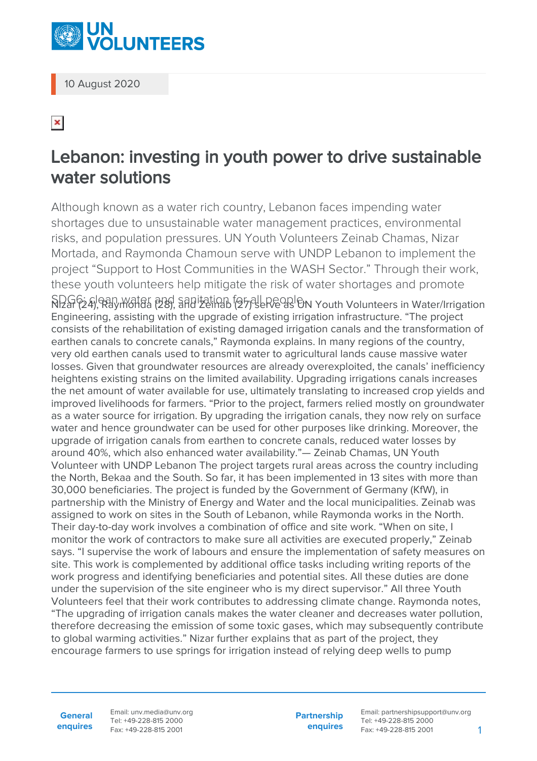10 August 2020

# Lebanon: investing in youth power to drive sustainable water solutions

Although known as a water rich country, Lebanon faces impending water shortages due to unsustainable water management practices, environmental risks, and population pressures. UN Youth Volunteers Zeinab Chamas, Nizar Mortada, and Raymonda Chamoun serve with UNDP Lebanon to implement the project "Support to Host Communities in the WASH Sector." Through their work, these youth volunteers help mitigate the risk of water shortages and promote SDG6: clean water and sanitation for all people.

Nizar (24), Raymonda (28), and Zeinab (27) serve as UN Youth Volunteers in Water/Irrigation Engineering, assisting with the upgrade of existing irrigation infrastructure. "The project consists of the rehabilitation of existing damaged irrigation canals and the transformation of earthen canals to concrete canals," Raymonda explains. In many regions of the country, very old earthen canals used to transmit water to agricultural lands cause massive water losses. Given that groundwater resources are already overexploited, the canals' inefficiency heightens existing strains on the limited availability. Upgrading irrigations canals increases the net amount of water available for use, ultimately translating to increased crop yields and improved livelihoods for farmers. "Prior to the project, farmers relied mostly on groundwater as a water source for irrigation. By upgrading the irrigation canals, they now rely on surface water and hence groundwater can be used for other purposes like drinking. Moreover, the upgrade of irrigation canals from earthen to concrete canals, reduced water losses by around 40%, which also enhanced water availability."— Zeinab Chamas, UN Youth Volunteer with UNDP Lebanon The project targets rural areas across the country including the North, Bekaa and the South. So far, it has been implemented in 13 sites with more than 30,000 beneficiaries. The project is funded by the Government of Germany (KfW), in partnership with the Ministry of Energy and Water and the local municipalities. Zeinab was assigned to work on sites in the South of Lebanon, while Raymonda works in the North. Their day-to-day work involves a combination of office and site work. "When on site, I monitor the work of contractors to make sure all activities are executed properly," Zeinab says. "I supervise the work of labours and ensure the implementation of safety measures on site. This work is complemented by additional office tasks including writing reports of the work progress and identifying beneficiaries and potential sites. All these duties are done under the supervision of the site engineer who is my direct supervisor." All three Youth Volunteers feel that their work contributes to addressing climate change. Raymonda notes, "The upgrading of irrigation canals makes the water cleaner and decreases water pollution, therefore decreasing the emission of some toxic gases, which may subsequently contribute to global warming activities." Nizar further explains that as part of the project, they encourage farmers to use springs for irrigation instead of relying deep wells to pump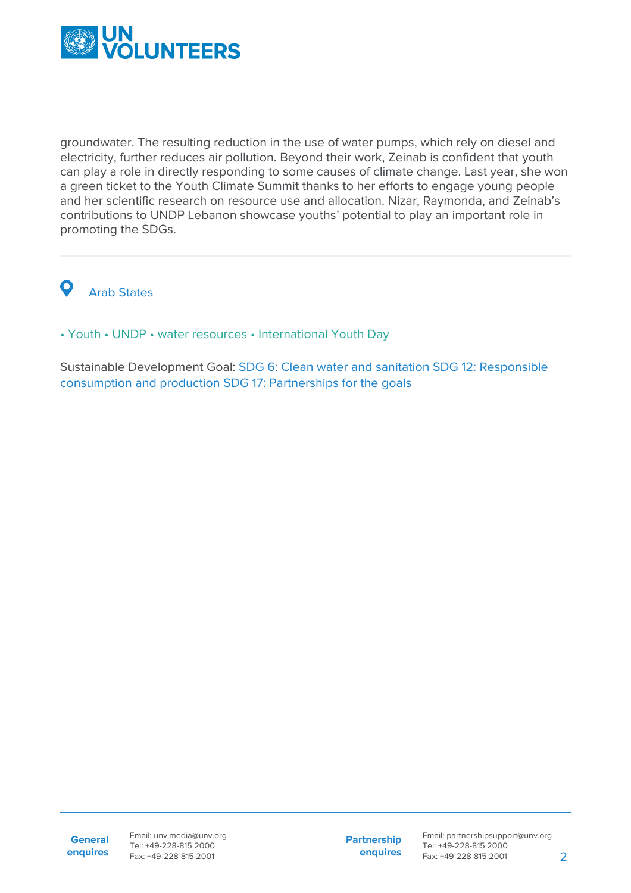groundwater. The resulting reduction in the use of water pumps, which rely on diesel and electricity, further reduces air pollution. Beyond their work, Zeinab is confident that youth can play a role in directly responding to some causes of climate change. Last year, she won a green ticket to the Youth Climate Summit thanks to her efforts to engage young people and her scientific research on resource use and allocation. Nizar, Raymonda, and Zeinab's contributions to UNDP Lebanon showcase youths' potential to play an important role in promoting the SDGs.

Arab States

• Youth • UNDP • water resources • International Youth Day

Sustainable Development Goal: SDG 6: Clean water and sanitation SDG 12: Responsible consumption and production SDG 17: Partnerships for the goals

**General enquires**
Email: unv.media@unv.org
Tel: +49-228-815 2000
Fax: +49-228-815 2001

**Partnership enquires**
Email: partnershipsupport@unv.org
Tel: +49-228-815 2000
Fax: +49-228-815 2001